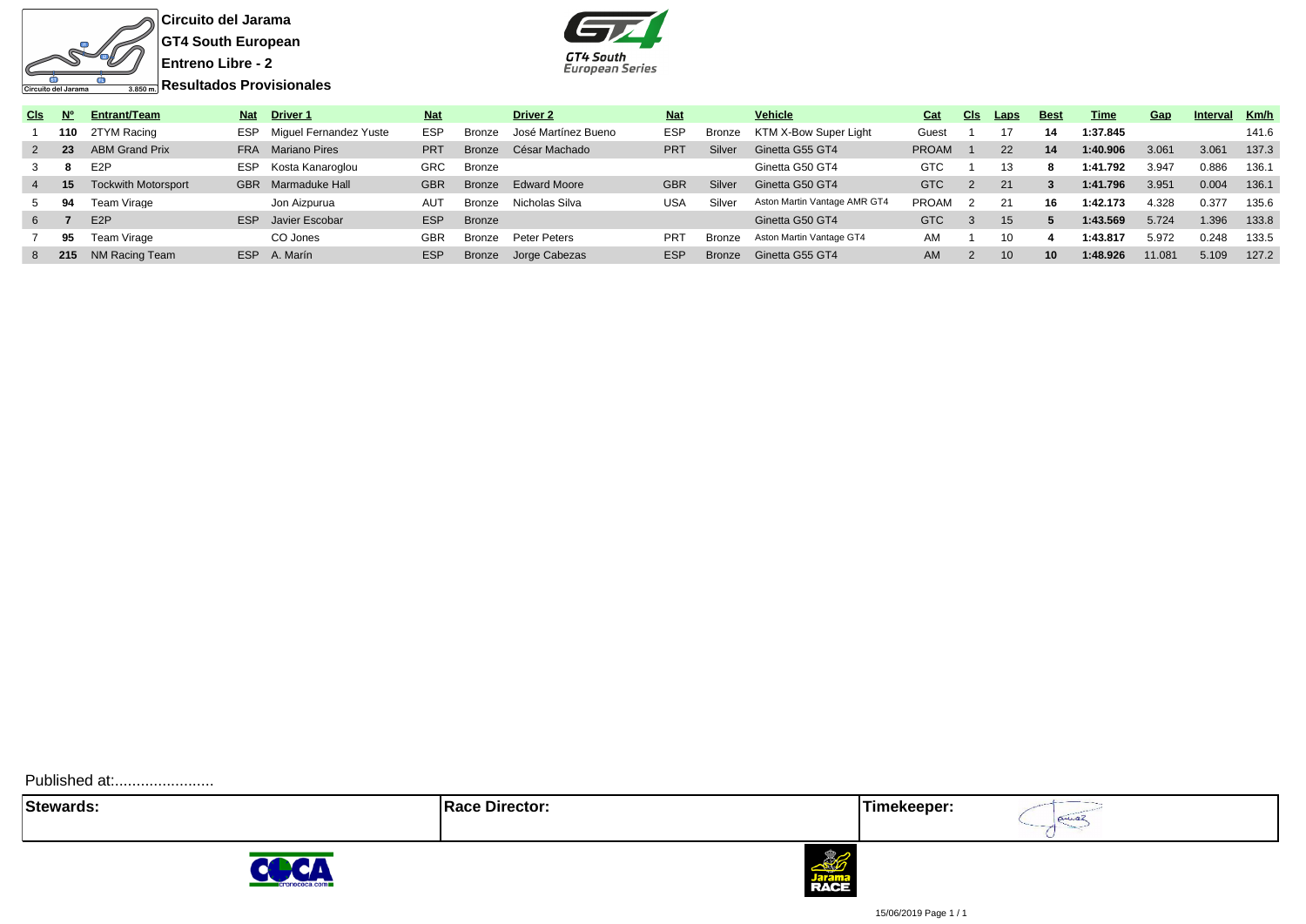**Circuito del Jarama**
**GT4 South European**
**Entreno Libre - 2**
**Resultados Provisionales**

| Cls | Nº | Entrant/Team | Nat | Driver 1 | Nat | | Driver 2 | Nat | | Vehicle | Cat | Cls | Laps | Best | Time | Gap | Interval | Km/h |
|---|---|---|---|---|---|---|---|---|---|---|---|---|---|---|---|---|---|---|
| 1 | 110 | 2TYM Racing | ESP | Miguel Fernandez Yuste | ESP | Bronze | José Martínez Bueno | ESP | Bronze | KTM X-Bow Super Light | Guest | 1 | 17 | 14 | 1:37.845 | | | 141.6 |
| 2 | 23 | ABM Grand Prix | FRA | Mariano Pires | PRT | Bronze | César Machado | PRT | Silver | Ginetta G55 GT4 | PROAM | 1 | 22 | 14 | 1:40.906 | 3.061 | 3.061 | 137.3 |
| 3 | 8 | E2P | ESP | Kosta Kanaroglou | GRC | Bronze | | | | Ginetta G50 GT4 | GTC | 1 | 13 | 8 | 1:41.792 | 3.947 | 0.886 | 136.1 |
| 4 | 15 | Tockwith Motorsport | GBR | Marmaduke Hall | GBR | Bronze | Edward Moore | GBR | Silver | Ginetta G50 GT4 | GTC | 2 | 21 | 3 | 1:41.796 | 3.951 | 0.004 | 136.1 |
| 5 | 94 | Team Virage | | Jon Aizpurua | AUT | Bronze | Nicholas Silva | USA | Silver | Aston Martin Vantage AMR GT4 | PROAM | 2 | 21 | 16 | 1:42.173 | 4.328 | 0.377 | 135.6 |
| 6 | 7 | E2P | ESP | Javier Escobar | ESP | Bronze | | | | Ginetta G50 GT4 | GTC | 3 | 15 | 5 | 1:43.569 | 5.724 | 1.396 | 133.8 |
| 7 | 95 | Team Virage | | CO Jones | GBR | Bronze | Peter Peters | PRT | Bronze | Aston Martin Vantage GT4 | AM | 1 | 10 | 4 | 1:43.817 | 5.972 | 0.248 | 133.5 |
| 8 | 215 | NM Racing Team | ESP | A. Marín | ESP | Bronze | Jorge Cabezas | ESP | Bronze | Ginetta G55 GT4 | AM | 2 | 10 | 10 | 1:48.926 | 11.081 | 5.109 | 127.2 |

Published at:......................

| Stewards: | Race Director: | Timekeeper: |
|---|---|---|
| | | |

15/06/2019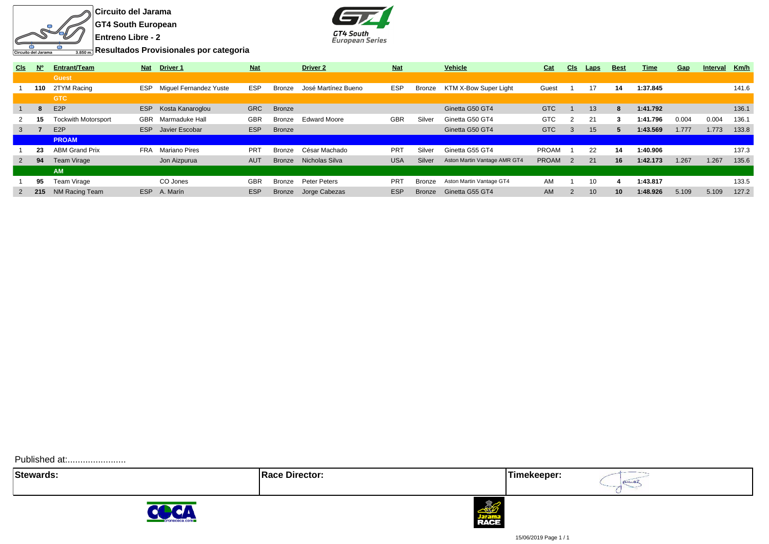**Circuito del Jarama**

**GT4 South European**

**Entreno Libre - 2**

**Resultados Provisionales por categoria**

| Cls | Nº | Entrant/Team | Nat | Driver 1 | Nat | | Driver 2 | Nat | | Vehicle | Cat | Cls | Laps | Best | Time | Gap | Interval | Km/h |
|---|---|---|---|---|---|---|---|---|---|---|---|---|---|---|---|---|---|---|
| | | **Guest** | | | | | | | | | | | | | | | | |
| 1 | **110** | 2TYM Racing | ESP | Miguel Fernandez Yuste | ESP | Bronze | José Martínez Bueno | ESP | Bronze | KTM X-Bow Super Light | Guest | 1 | 17 | **14** | **1:37.845** | | | 141.6 |
| | | **GTC** | | | | | | | | | | | | | | | | |
| 1 | **8** | E2P | ESP | Kosta Kanaroglou | GRC | Bronze | | | | Ginetta G50 GT4 | GTC | 1 | 13 | **8** | **1:41.792** | | | 136.1 |
| 2 | **15** | Tockwith Motorsport | GBR | Marmaduke Hall | GBR | Bronze | Edward Moore | GBR | Silver | Ginetta G50 GT4 | GTC | 2 | 21 | **3** | **1:41.796** | 0.004 | 0.004 | 136.1 |
| 3 | **7** | E2P | ESP | Javier Escobar | ESP | Bronze | | | | Ginetta G50 GT4 | GTC | 3 | 15 | **5** | **1:43.569** | 1.777 | 1.773 | 133.8 |
| | | **PROAM** | | | | | | | | | | | | | | | | |
| 1 | **23** | ABM Grand Prix | FRA | Mariano Pires | PRT | Bronze | César Machado | PRT | Silver | Ginetta G55 GT4 | PROAM | 1 | 22 | **14** | **1:40.906** | | | 137.3 |
| 2 | **94** | Team Virage | | Jon Aizpurua | AUT | Bronze | Nicholas Silva | USA | Silver | Aston Martin Vantage AMR GT4 | PROAM | 2 | 21 | **16** | **1:42.173** | 1.267 | 1.267 | 135.6 |
| | | **AM** | | | | | | | | | | | | | | | | |
| 1 | **95** | Team Virage | | CO Jones | GBR | Bronze | Peter Peters | PRT | Bronze | Aston Martin Vantage GT4 | AM | 1 | 10 | **4** | **1:43.817** | | | 133.5 |
| 2 | **215** | NM Racing Team | ESP | A. Marín | ESP | Bronze | Jorge Cabezas | ESP | Bronze | Ginetta G55 GT4 | AM | 2 | 10 | **10** | **1:48.926** | 5.109 | 5.109 | 127.2 |

Published at:......................

| Stewards: | Race Director: | Timekeeper: |
|---|---|---|
| | | |

15/06/2019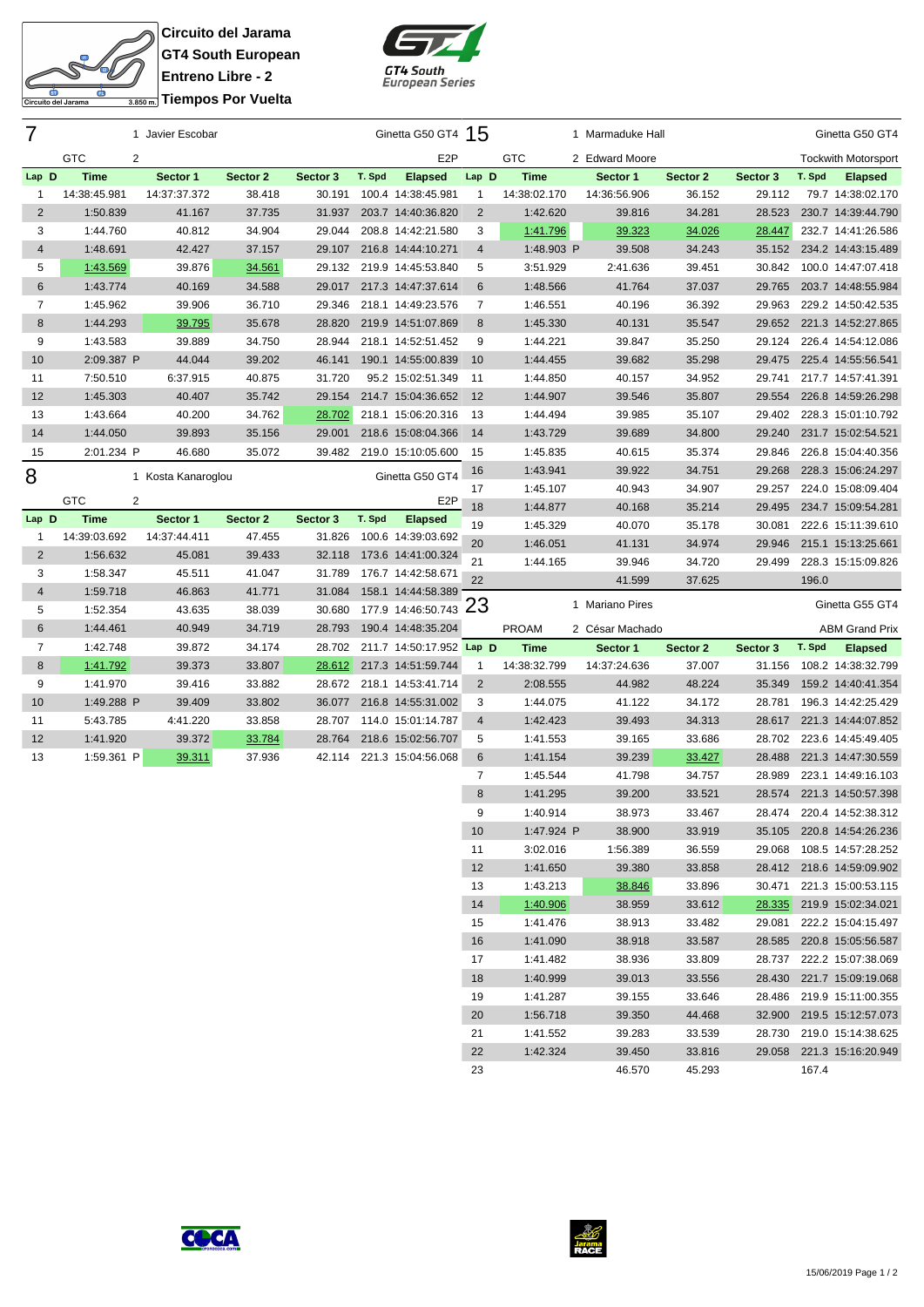**Circuito del Jarama**
**GT4 South European**
**Entreno Libre - 2**
**Tiempos Por Vuelta**

## 7

1 Javier Escobar — Ginetta G50 GT4

GTC — 2 — E2P

| Lap | D | Time | Sector 1 | Sector 2 | Sector 3 | T. Spd | Elapsed |
|---|---|---|---|---|---|---|---|
| 1 | | 14:38:45.981 | 14:37:37.372 | 38.418 | 30.191 | 100.4 | 14:38:45.981 |
| 2 | | 1:50.839 | 41.167 | 37.735 | 31.937 | 203.7 | 14:40:36.820 |
| 3 | | 1:44.760 | 40.812 | 34.904 | 29.044 | 208.8 | 14:42:21.580 |
| 4 | | 1:48.691 | 42.427 | 37.157 | 29.107 | 216.8 | 14:44:10.271 |
| 5 | | 1:43.569 | 39.876 | 34.561 | 29.132 | 219.9 | 14:45:53.840 |
| 6 | | 1:43.774 | 40.169 | 34.588 | 29.017 | 217.3 | 14:47:37.614 |
| 7 | | 1:45.962 | 39.906 | 36.710 | 29.346 | 218.1 | 14:49:23.576 |
| 8 | | 1:44.293 | 39.795 | 35.678 | 28.820 | 219.9 | 14:51:07.869 |
| 9 | | 1:43.583 | 39.889 | 34.750 | 28.944 | 218.1 | 14:52:51.452 |
| 10 | | 2:09.387 P | 44.044 | 39.202 | 46.141 | 190.1 | 14:55:00.839 |
| 11 | | 7:50.510 | 6:37.915 | 40.875 | 31.720 | 95.2 | 15:02:51.349 |
| 12 | | 1:45.303 | 40.407 | 35.742 | 29.154 | 214.7 | 15:04:36.652 |
| 13 | | 1:43.664 | 40.200 | 34.762 | 28.702 | 218.1 | 15:06:20.316 |
| 14 | | 1:44.050 | 39.893 | 35.156 | 29.001 | 218.6 | 15:08:04.366 |
| 15 | | 2:01.234 P | 46.680 | 35.072 | 39.482 | 219.0 | 15:10:05.600 |

## 8

1 Kosta Kanaroglou — Ginetta G50 GT4

GTC — 2 — E2P

| Lap | D | Time | Sector 1 | Sector 2 | Sector 3 | T. Spd | Elapsed |
|---|---|---|---|---|---|---|---|
| 1 | | 14:39:03.692 | 14:37:44.411 | 47.455 | 31.826 | 100.6 | 14:39:03.692 |
| 2 | | 1:56.632 | 45.081 | 39.433 | 32.118 | 173.6 | 14:41:00.324 |
| 3 | | 1:58.347 | 45.511 | 41.047 | 31.789 | 176.7 | 14:42:58.671 |
| 4 | | 1:59.718 | 46.863 | 41.771 | 31.084 | 158.1 | 14:44:58.389 |
| 5 | | 1:52.354 | 43.635 | 38.039 | 30.680 | 177.9 | 14:46:50.743 |
| 6 | | 1:44.461 | 40.949 | 34.719 | 28.793 | 190.4 | 14:48:35.204 |
| 7 | | 1:42.748 | 39.872 | 34.174 | 28.702 | 211.7 | 14:50:17.952 |
| 8 | | 1:41.792 | 39.373 | 33.807 | 28.612 | 217.3 | 14:51:59.744 |
| 9 | | 1:41.970 | 39.416 | 33.882 | 28.672 | 218.1 | 14:53:41.714 |
| 10 | | 1:49.288 P | 39.409 | 33.802 | 36.077 | 216.8 | 14:55:31.002 |
| 11 | | 5:43.785 | 4:41.220 | 33.858 | 28.707 | 114.0 | 15:01:14.787 |
| 12 | | 1:41.920 | 39.372 | 33.784 | 28.764 | 218.6 | 15:02:56.707 |
| 13 | | 1:59.361 P | 39.311 | 37.936 | 42.114 | 221.3 | 15:04:56.068 |

## 15

1 Marmaduke Hall — Ginetta G50 GT4

GTC — 2 Edward Moore — Tockwith Motorsport

| Lap | D | Time | Sector 1 | Sector 2 | Sector 3 | T. Spd | Elapsed |
|---|---|---|---|---|---|---|---|
| 1 | | 14:38:02.170 | 14:36:56.906 | 36.152 | 29.112 | 79.7 | 14:38:02.170 |
| 2 | | 1:42.620 | 39.816 | 34.281 | 28.523 | 230.7 | 14:39:44.790 |
| 3 | | 1:41.796 | 39.323 | 34.026 | 28.447 | 232.7 | 14:41:26.586 |
| 4 | | 1:48.903 P | 39.508 | 34.243 | 35.152 | 234.2 | 14:43:15.489 |
| 5 | | 3:51.929 | 2:41.636 | 39.451 | 30.842 | 100.0 | 14:47:07.418 |
| 6 | | 1:48.566 | 41.764 | 37.037 | 29.765 | 203.7 | 14:48:55.984 |
| 7 | | 1:46.551 | 40.196 | 36.392 | 29.963 | 229.2 | 14:50:42.535 |
| 8 | | 1:45.330 | 40.131 | 35.547 | 29.652 | 221.3 | 14:52:27.865 |
| 9 | | 1:44.221 | 39.847 | 35.250 | 29.124 | 226.4 | 14:54:12.086 |
| 10 | | 1:44.455 | 39.682 | 35.298 | 29.475 | 225.4 | 14:55:56.541 |
| 11 | | 1:44.850 | 40.157 | 34.952 | 29.741 | 217.7 | 14:57:41.391 |
| 12 | | 1:44.907 | 39.546 | 35.807 | 29.554 | 226.8 | 14:59:26.298 |
| 13 | | 1:44.494 | 39.985 | 35.107 | 29.402 | 228.3 | 15:01:10.792 |
| 14 | | 1:43.729 | 39.689 | 34.800 | 29.240 | 231.7 | 15:02:54.521 |
| 15 | | 1:45.835 | 40.615 | 35.374 | 29.846 | 226.8 | 15:04:40.356 |
| 16 | | 1:43.941 | 39.922 | 34.751 | 29.268 | 228.3 | 15:06:24.297 |
| 17 | | 1:45.107 | 40.943 | 34.907 | 29.257 | 224.0 | 15:08:09.404 |
| 18 | | 1:44.877 | 40.168 | 35.214 | 29.495 | 234.7 | 15:09:54.281 |
| 19 | | 1:45.329 | 40.070 | 35.178 | 30.081 | 222.6 | 15:11:39.610 |
| 20 | | 1:46.051 | 41.131 | 34.974 | 29.946 | 215.1 | 15:13:25.661 |
| 21 | | 1:44.165 | 39.946 | 34.720 | 29.499 | 228.3 | 15:15:09.826 |
| 22 | | | 41.599 | 37.625 | | 196.0 | |

## 23

1 Mariano Pires — Ginetta G55 GT4

PROAM — 2 César Machado — ABM Grand Prix

| Lap | D | Time | Sector 1 | Sector 2 | Sector 3 | T. Spd | Elapsed |
|---|---|---|---|---|---|---|---|
| 1 | | 14:38:32.799 | 14:37:24.636 | 37.007 | 31.156 | 108.2 | 14:38:32.799 |
| 2 | | 2:08.555 | 44.982 | 48.224 | 35.349 | 159.2 | 14:40:41.354 |
| 3 | | 1:44.075 | 41.122 | 34.172 | 28.781 | 196.3 | 14:42:25.429 |
| 4 | | 1:42.423 | 39.493 | 34.313 | 28.617 | 221.3 | 14:44:07.852 |
| 5 | | 1:41.553 | 39.165 | 33.686 | 28.702 | 223.6 | 14:45:49.405 |
| 6 | | 1:41.154 | 39.239 | 33.427 | 28.488 | 221.3 | 14:47:30.559 |
| 7 | | 1:45.544 | 41.798 | 34.757 | 28.989 | 223.1 | 14:49:16.103 |
| 8 | | 1:41.295 | 39.200 | 33.521 | 28.574 | 221.3 | 14:50:57.398 |
| 9 | | 1:40.914 | 38.973 | 33.467 | 28.474 | 220.4 | 14:52:38.312 |
| 10 | | 1:47.924 P | 38.900 | 33.919 | 35.105 | 220.8 | 14:54:26.236 |
| 11 | | 3:02.016 | 1:56.389 | 36.559 | 29.068 | 108.5 | 14:57:28.252 |
| 12 | | 1:41.650 | 39.380 | 33.858 | 28.412 | 218.6 | 14:59:09.902 |
| 13 | | 1:43.213 | 38.846 | 33.896 | 30.471 | 221.3 | 15:00:53.115 |
| 14 | | 1:40.906 | 38.959 | 33.612 | 28.335 | 219.9 | 15:02:34.021 |
| 15 | | 1:41.476 | 38.913 | 33.482 | 29.081 | 222.2 | 15:04:15.497 |
| 16 | | 1:41.090 | 38.918 | 33.587 | 28.585 | 220.8 | 15:05:56.587 |
| 17 | | 1:41.482 | 38.936 | 33.809 | 28.737 | 222.2 | 15:07:38.069 |
| 18 | | 1:40.999 | 39.013 | 33.556 | 28.430 | 221.7 | 15:09:19.068 |
| 19 | | 1:41.287 | 39.155 | 33.646 | 28.486 | 219.9 | 15:11:00.355 |
| 20 | | 1:56.718 | 39.350 | 44.468 | 32.900 | 219.5 | 15:12:57.073 |
| 21 | | 1:41.552 | 39.283 | 33.539 | 28.730 | 219.0 | 15:14:38.625 |
| 22 | | 1:42.324 | 39.450 | 33.816 | 29.058 | 221.3 | 15:16:20.949 |
| 23 | | | 46.570 | 45.293 | | 167.4 | |

15/06/2019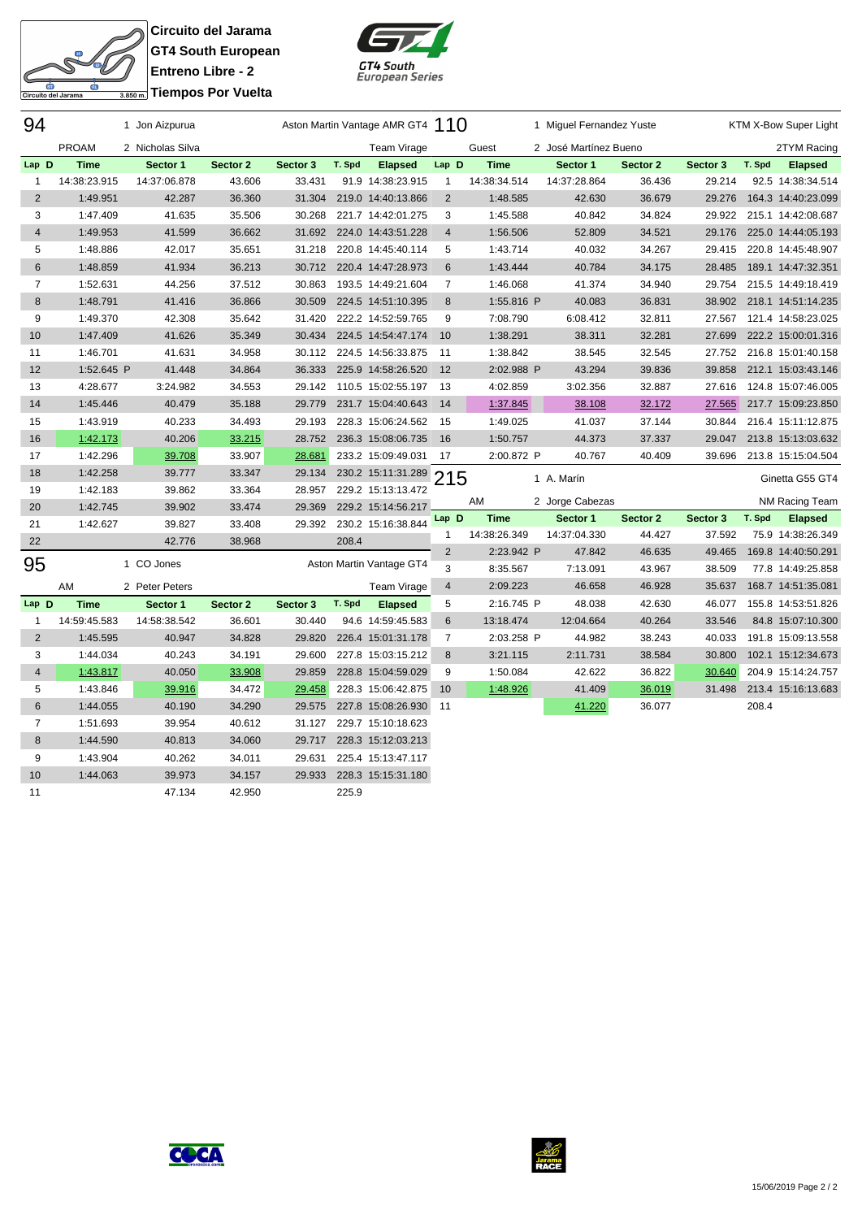**Circuito del Jarama**
**GT4 South European**
**Entreno Libre - 2**
**Tiempos Por Vuelta**

## 94 — 1 Jon Aizpurua / 2 Nicholas Silva — Aston Martin Vantage AMR GT4 — PROAM — Team Virage

| Lap | D | Time | Sector 1 | Sector 2 | Sector 3 | T. Spd | Elapsed |
|---|---|---|---|---|---|---|---|
| 1 | | 14:38:23.915 | 14:37:06.878 | 43.606 | 33.431 | 91.9 | 14:38:23.915 |
| 2 | | 1:49.951 | 42.287 | 36.360 | 31.304 | 219.0 | 14:40:13.866 |
| 3 | | 1:47.409 | 41.635 | 35.506 | 30.268 | 221.7 | 14:42:01.275 |
| 4 | | 1:49.953 | 41.599 | 36.662 | 31.692 | 224.0 | 14:43:51.228 |
| 5 | | 1:48.886 | 42.017 | 35.651 | 31.218 | 220.8 | 14:45:40.114 |
| 6 | | 1:48.859 | 41.934 | 36.213 | 30.712 | 220.4 | 14:47:28.973 |
| 7 | | 1:52.631 | 44.256 | 37.512 | 30.863 | 193.5 | 14:49:21.604 |
| 8 | | 1:48.791 | 41.416 | 36.866 | 30.509 | 224.5 | 14:51:10.395 |
| 9 | | 1:49.370 | 42.308 | 35.642 | 31.420 | 222.2 | 14:52:59.765 |
| 10 | | 1:47.409 | 41.626 | 35.349 | 30.434 | 224.5 | 14:54:47.174 |
| 11 | | 1:46.701 | 41.631 | 34.958 | 30.112 | 224.5 | 14:56:33.875 |
| 12 | | 1:52.645 P | 41.448 | 34.864 | 36.333 | 225.9 | 14:58:26.520 |
| 13 | | 4:28.677 | 3:24.982 | 34.553 | 29.142 | 110.5 | 15:02:55.197 |
| 14 | | 1:45.446 | 40.479 | 35.188 | 29.779 | 231.7 | 15:04:40.643 |
| 15 | | 1:43.919 | 40.233 | 34.493 | 29.193 | 228.3 | 15:06:24.562 |
| 16 | | 1:42.173 | 40.206 | 33.215 | 28.752 | 236.3 | 15:08:06.735 |
| 17 | | 1:42.296 | 39.708 | 33.907 | 28.681 | 233.2 | 15:09:49.031 |
| 18 | | 1:42.258 | 39.777 | 33.347 | 29.134 | 230.2 | 15:11:31.289 |
| 19 | | 1:42.183 | 39.862 | 33.364 | 28.957 | 229.2 | 15:13:13.472 |
| 20 | | 1:42.745 | 39.902 | 33.474 | 29.369 | 229.2 | 15:14:56.217 |
| 21 | | 1:42.627 | 39.827 | 33.408 | 29.392 | 230.2 | 15:16:38.844 |
| 22 | | | 42.776 | 38.968 | | 208.4 | |

## 95 — 1 CO Jones / 2 Peter Peters — Aston Martin Vantage GT4 — AM — Team Virage

| Lap | D | Time | Sector 1 | Sector 2 | Sector 3 | T. Spd | Elapsed |
|---|---|---|---|---|---|---|---|
| 1 | | 14:59:45.583 | 14:58:38.542 | 36.601 | 30.440 | 94.6 | 14:59:45.583 |
| 2 | | 1:45.595 | 40.947 | 34.828 | 29.820 | 226.4 | 15:01:31.178 |
| 3 | | 1:44.034 | 40.243 | 34.191 | 29.600 | 227.8 | 15:03:15.212 |
| 4 | | 1:43.817 | 40.050 | 33.908 | 29.859 | 228.8 | 15:04:59.029 |
| 5 | | 1:43.846 | 39.916 | 34.472 | 29.458 | 228.3 | 15:06:42.875 |
| 6 | | 1:44.055 | 40.190 | 34.290 | 29.575 | 227.8 | 15:08:26.930 |
| 7 | | 1:51.693 | 39.954 | 40.612 | 31.127 | 229.7 | 15:10:18.623 |
| 8 | | 1:44.590 | 40.813 | 34.060 | 29.717 | 228.3 | 15:12:03.213 |
| 9 | | 1:43.904 | 40.262 | 34.011 | 29.631 | 225.4 | 15:13:47.117 |
| 10 | | 1:44.063 | 39.973 | 34.157 | 29.933 | 228.3 | 15:15:31.180 |
| 11 | | | 47.134 | 42.950 | | 225.9 | |

## 110 — 1 Miguel Fernandez Yuste / 2 José Martínez Bueno — KTM X-Bow Super Light — Guest — 2TYM Racing

| Lap | D | Time | Sector 1 | Sector 2 | Sector 3 | T. Spd | Elapsed |
|---|---|---|---|---|---|---|---|
| 1 | | 14:38:34.514 | 14:37:28.864 | 36.436 | 29.214 | 92.5 | 14:38:34.514 |
| 2 | | 1:48.585 | 42.630 | 36.679 | 29.276 | 164.3 | 14:40:23.099 |
| 3 | | 1:45.588 | 40.842 | 34.824 | 29.922 | 215.1 | 14:42:08.687 |
| 4 | | 1:56.506 | 52.809 | 34.521 | 29.176 | 225.0 | 14:44:05.193 |
| 5 | | 1:43.714 | 40.032 | 34.267 | 29.415 | 220.8 | 14:45:48.907 |
| 6 | | 1:43.444 | 40.784 | 34.175 | 28.485 | 189.1 | 14:47:32.351 |
| 7 | | 1:46.068 | 41.374 | 34.940 | 29.754 | 215.5 | 14:49:18.419 |
| 8 | | 1:55.816 P | 40.083 | 36.831 | 38.902 | 218.1 | 14:51:14.235 |
| 9 | | 7:08.790 | 6:08.412 | 32.811 | 27.567 | 121.4 | 14:58:23.025 |
| 10 | | 1:38.291 | 38.311 | 32.281 | 27.699 | 222.2 | 15:00:01.316 |
| 11 | | 1:38.842 | 38.545 | 32.545 | 27.752 | 216.8 | 15:01:40.158 |
| 12 | | 2:02.988 P | 43.294 | 39.836 | 39.858 | 212.1 | 15:03:43.146 |
| 13 | | 4:02.859 | 3:02.356 | 32.887 | 27.616 | 124.8 | 15:07:46.005 |
| 14 | | 1:37.845 | 38.108 | 32.172 | 27.565 | 217.7 | 15:09:23.850 |
| 15 | | 1:49.025 | 41.037 | 37.144 | 30.844 | 216.4 | 15:11:12.875 |
| 16 | | 1:50.757 | 44.373 | 37.337 | 29.047 | 213.8 | 15:13:03.632 |
| 17 | | 2:00.872 P | 40.767 | 40.409 | 39.696 | 213.8 | 15:15:04.504 |

## 215 — 1 A. Marín / 2 Jorge Cabezas — Ginetta G55 GT4 — AM — NM Racing Team

| Lap | D | Time | Sector 1 | Sector 2 | Sector 3 | T. Spd | Elapsed |
|---|---|---|---|---|---|---|---|
| 1 | | 14:38:26.349 | 14:37:04.330 | 44.427 | 37.592 | 75.9 | 14:38:26.349 |
| 2 | | 2:23.942 P | 47.842 | 46.635 | 49.465 | 169.8 | 14:40:50.291 |
| 3 | | 8:35.567 | 7:13.091 | 43.967 | 38.509 | 77.8 | 14:49:25.858 |
| 4 | | 2:09.223 | 46.658 | 46.928 | 35.637 | 168.7 | 14:51:35.081 |
| 5 | | 2:16.745 P | 48.038 | 42.630 | 46.077 | 155.8 | 14:53:51.826 |
| 6 | | 13:18.474 | 12:04.664 | 40.264 | 33.546 | 84.8 | 15:07:10.300 |
| 7 | | 2:03.258 P | 44.982 | 38.243 | 40.033 | 191.8 | 15:09:13.558 |
| 8 | | 3:21.115 | 2:11.731 | 38.584 | 30.800 | 102.1 | 15:12:34.673 |
| 9 | | 1:50.084 | 42.622 | 36.822 | 30.640 | 204.9 | 15:14:24.757 |
| 10 | | 1:48.926 | 41.409 | 36.019 | 31.498 | 213.4 | 15:16:13.683 |
| 11 | | | 41.220 | 36.077 | | 208.4 | |

15/06/2019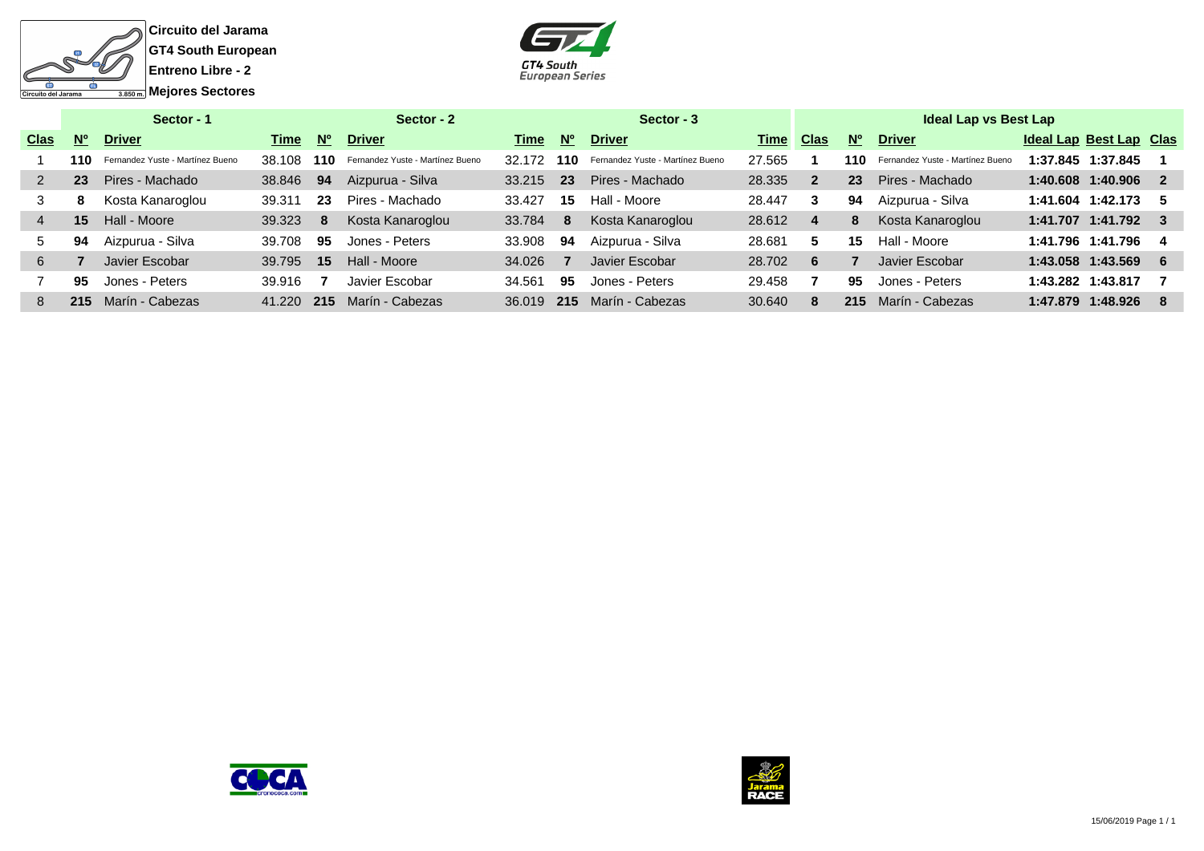**Circuito del Jarama**
**GT4 South European**
**Entreno Libre - 2**
**Mejores Sectores**

| Sector - 1 | | | | Sector - 2 | | | Sector - 3 | | | Ideal Lap vs Best Lap | | | | | |
|---|---|---|---|---|---|---|---|---|---|---|---|---|---|---|---|
| **Clas** | **Nº** | **Driver** | **Time** | **Nº** | **Driver** | **Time** | **Nº** | **Driver** | **Time** | **Clas** | **Nº** | **Driver** | **Ideal Lap** | **Best Lap** | **Clas** |
| 1 | **110** | Fernandez Yuste - Martínez Bueno | 38.108 | **110** | Fernandez Yuste - Martínez Bueno | 32.172 | **110** | Fernandez Yuste - Martínez Bueno | 27.565 | **1** | **110** | Fernandez Yuste - Martínez Bueno | **1:37.845** | **1:37.845** | **1** |
| 2 | **23** | Pires - Machado | 38.846 | **94** | Aizpurua - Silva | 33.215 | **23** | Pires - Machado | 28.335 | **2** | **23** | Pires - Machado | **1:40.608** | **1:40.906** | **2** |
| 3 | **8** | Kosta Kanaroglou | 39.311 | **23** | Pires - Machado | 33.427 | **15** | Hall - Moore | 28.447 | **3** | **94** | Aizpurua - Silva | **1:41.604** | **1:42.173** | **5** |
| 4 | **15** | Hall - Moore | 39.323 | **8** | Kosta Kanaroglou | 33.784 | **8** | Kosta Kanaroglou | 28.612 | **4** | **8** | Kosta Kanaroglou | **1:41.707** | **1:41.792** | **3** |
| 5 | **94** | Aizpurua - Silva | 39.708 | **95** | Jones - Peters | 33.908 | **94** | Aizpurua - Silva | 28.681 | **5** | **15** | Hall - Moore | **1:41.796** | **1:41.796** | **4** |
| 6 | **7** | Javier Escobar | 39.795 | **15** | Hall - Moore | 34.026 | **7** | Javier Escobar | 28.702 | **6** | **7** | Javier Escobar | **1:43.058** | **1:43.569** | **6** |
| 7 | **95** | Jones - Peters | 39.916 | **7** | Javier Escobar | 34.561 | **95** | Jones - Peters | 29.458 | **7** | **95** | Jones - Peters | **1:43.282** | **1:43.817** | **7** |
| 8 | **215** | Marín - Cabezas | 41.220 | **215** | Marín - Cabezas | 36.019 | **215** | Marín - Cabezas | 30.640 | **8** | **215** | Marín - Cabezas | **1:47.879** | **1:48.926** | **8** |

15/06/2019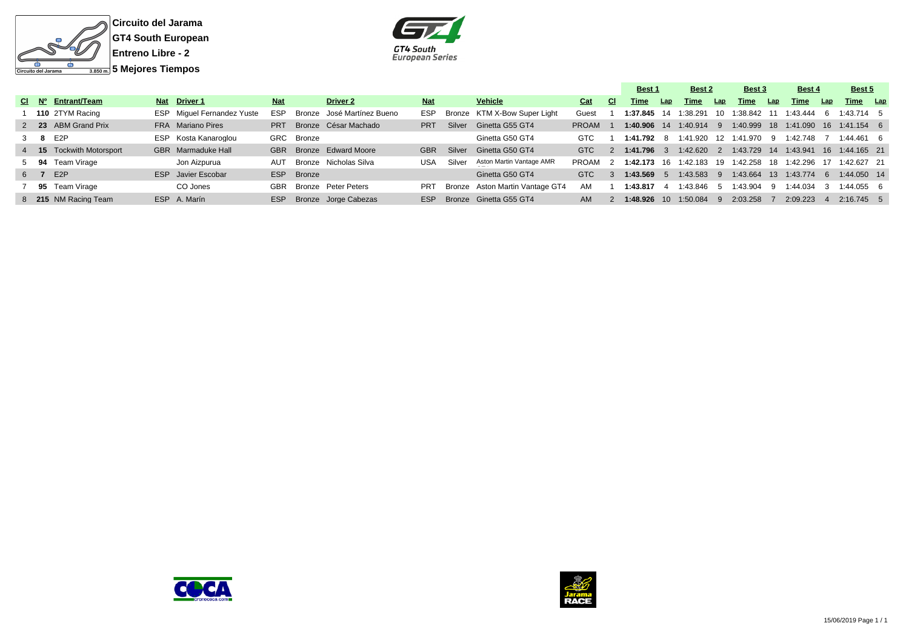**Circuito del Jarama**

**GT4 South European**

**Entreno Libre - 2**

**5 Mejores Tiempos**

| Cl | Nº | Entrant/Team | Nat | Driver 1 | Nat | | Driver 2 | Nat | | Vehicle | Cat | Cl | Best 1 Time | Lap | Best 2 Time | Lap | Best 3 Time | Lap | Best 4 Time | Lap | Best 5 Time | Lap |
|---|---|---|---|---|---|---|---|---|---|---|---|---|---|---|---|---|---|---|---|---|---|---|
| 1 | **110** | 2TYM Racing | ESP | Miguel Fernandez Yuste | ESP | Bronze | José Martínez Bueno | ESP | Bronze | KTM X-Bow Super Light | Guest | 1 | **1:37.845** | 14 | 1:38.291 | 10 | 1:38.842 | 11 | 1:43.444 | 6 | 1:43.714 | 5 |
| 2 | **23** | ABM Grand Prix | FRA | Mariano Pires | PRT | Bronze | César Machado | PRT | Silver | Ginetta G55 GT4 | PROAM | 1 | **1:40.906** | 14 | 1:40.914 | 9 | 1:40.999 | 18 | 1:41.090 | 16 | 1:41.154 | 6 |
| 3 | **8** | E2P | ESP | Kosta Kanaroglou | GRC | Bronze | | | | Ginetta G50 GT4 | GTC | 1 | **1:41.792** | 8 | 1:41.920 | 12 | 1:41.970 | 9 | 1:42.748 | 7 | 1:44.461 | 6 |
| 4 | **15** | Tockwith Motorsport | GBR | Marmaduke Hall | GBR | Bronze | Edward Moore | GBR | Silver | Ginetta G50 GT4 | GTC | 2 | **1:41.796** | 3 | 1:42.620 | 2 | 1:43.729 | 14 | 1:43.941 | 16 | 1:44.165 | 21 |
| 5 | **94** | Team Virage | | Jon Aizpurua | AUT | Bronze | Nicholas Silva | USA | Silver | Aston Martin Vantage AMR | PROAM | 2 | **1:42.173** | 16 | 1:42.183 | 19 | 1:42.258 | 18 | 1:42.296 | 17 | 1:42.627 | 21 |
| 6 | **7** | E2P | ESP | Javier Escobar | ESP | Bronze | | | | Ginetta G50 GT4 | GTC | 3 | **1:43.569** | 5 | 1:43.583 | 9 | 1:43.664 | 13 | 1:43.774 | 6 | 1:44.050 | 14 |
| 7 | **95** | Team Virage | | CO Jones | GBR | Bronze | Peter Peters | PRT | Bronze | Aston Martin Vantage GT4 | AM | 1 | **1:43.817** | 4 | 1:43.846 | 5 | 1:43.904 | 9 | 1:44.034 | 3 | 1:44.055 | 6 |
| 8 | **215** | NM Racing Team | ESP | A. Marín | ESP | Bronze | Jorge Cabezas | ESP | Bronze | Ginetta G55 GT4 | AM | 2 | **1:48.926** | 10 | 1:50.084 | 9 | 2:03.258 | 7 | 2:09.223 | 4 | 2:16.745 | 5 |

15/06/2019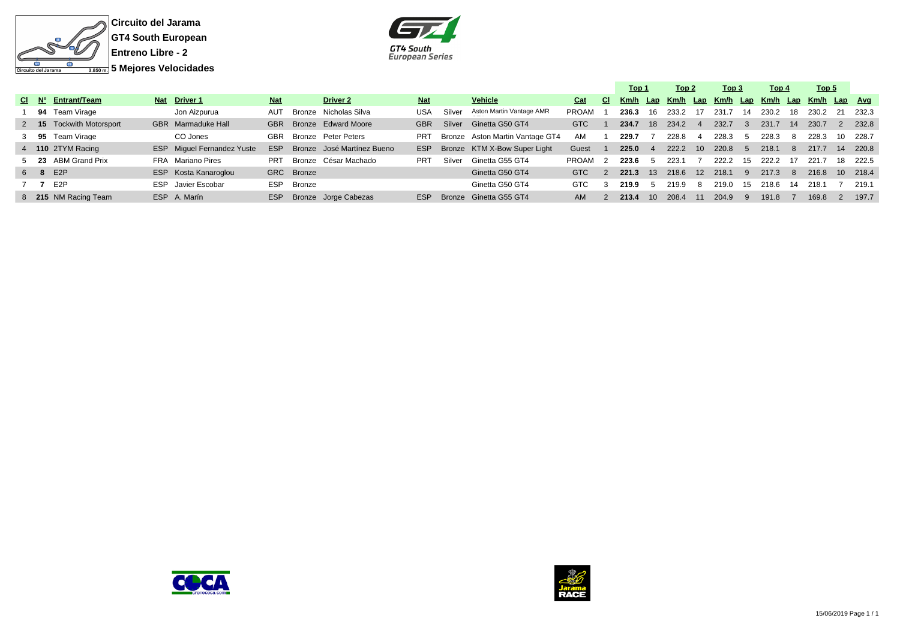**Circuito del Jarama**

**GT4 South European**

**Entreno Libre - 2**

**5 Mejores Velocidades**

| Cl | Nº | Entrant/Team | Nat | Driver 1 | Nat | | Driver 2 | Nat | | Vehicle | Cat | Cl | Top 1 Km/h | Lap | Top 2 Km/h | Lap | Top 3 Km/h | Lap | Top 4 Km/h | Lap | Top 5 Km/h | Lap | Avg |
|---|---|---|---|---|---|---|---|---|---|---|---|---|---|---|---|---|---|---|---|---|---|---|---|
| 1 | **94** | Team Virage | | Jon Aizpurua | AUT | Bronze | Nicholas Silva | USA | Silver | Aston Martin Vantage AMR | PROAM | 1 | **236.3** | 16 | 233.2 | 17 | 231.7 | 14 | 230.2 | 18 | 230.2 | 21 | 232.3 |
| 2 | **15** | Tockwith Motorsport | GBR | Marmaduke Hall | GBR | Bronze | Edward Moore | GBR | Silver | Ginetta G50 GT4 | GTC | 1 | **234.7** | 18 | 234.2 | 4 | 232.7 | 3 | 231.7 | 14 | 230.7 | 2 | 232.8 |
| 3 | **95** | Team Virage | | CO Jones | GBR | Bronze | Peter Peters | PRT | Bronze | Aston Martin Vantage GT4 | AM | 1 | **229.7** | 7 | 228.8 | 4 | 228.3 | 5 | 228.3 | 8 | 228.3 | 10 | 228.7 |
| 4 | **110** | 2TYM Racing | ESP | Miguel Fernandez Yuste | ESP | Bronze | José Martínez Bueno | ESP | Bronze | KTM X-Bow Super Light | Guest | 1 | **225.0** | 4 | 222.2 | 10 | 220.8 | 5 | 218.1 | 8 | 217.7 | 14 | 220.8 |
| 5 | **23** | ABM Grand Prix | FRA | Mariano Pires | PRT | Bronze | César Machado | PRT | Silver | Ginetta G55 GT4 | PROAM | 2 | **223.6** | 5 | 223.1 | 7 | 222.2 | 15 | 222.2 | 17 | 221.7 | 18 | 222.5 |
| 6 | **8** | E2P | ESP | Kosta Kanaroglou | GRC | Bronze | | | | Ginetta G50 GT4 | GTC | 2 | **221.3** | 13 | 218.6 | 12 | 218.1 | 9 | 217.3 | 8 | 216.8 | 10 | 218.4 |
| 7 | **7** | E2P | ESP | Javier Escobar | ESP | Bronze | | | | Ginetta G50 GT4 | GTC | 3 | **219.9** | 5 | 219.9 | 8 | 219.0 | 15 | 218.6 | 14 | 218.1 | 7 | 219.1 |
| 8 | **215** | NM Racing Team | ESP | A. Marín | ESP | Bronze | Jorge Cabezas | ESP | Bronze | Ginetta G55 GT4 | AM | 2 | **213.4** | 10 | 208.4 | 11 | 204.9 | 9 | 191.8 | 7 | 169.8 | 2 | 197.7 |

15/06/2019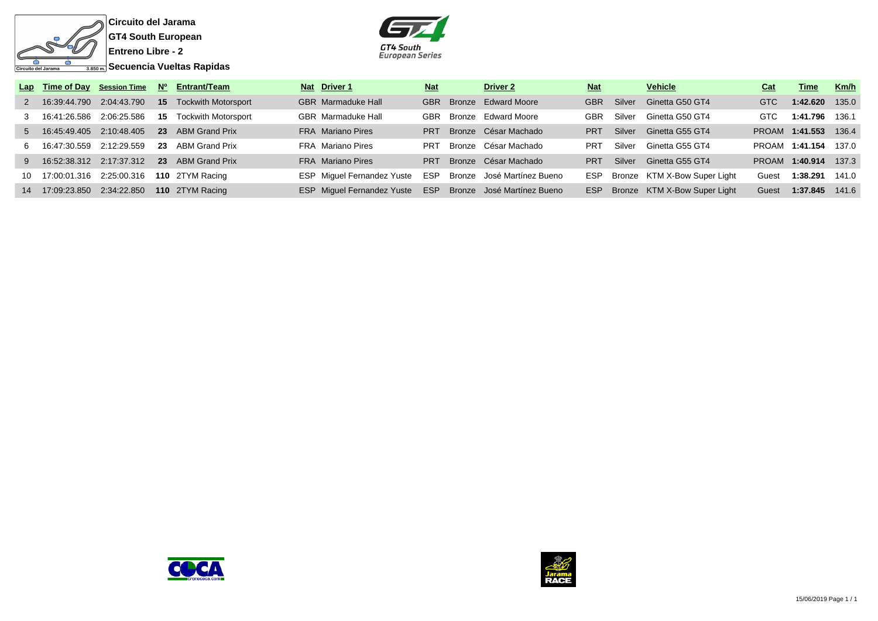**Circuito del Jarama**

**GT4 South European**

**Entreno Libre - 2**

**Secuencia Vueltas Rapidas**

| Lap | Time of Day | Session Time | Nº | Entrant/Team | Nat | Driver 1 | Nat | | Driver 2 | Nat | | Vehicle | Cat | Time | Km/h |
|---|---|---|---|---|---|---|---|---|---|---|---|---|---|---|---|
| 2 | 16:39:44.790 | 2:04:43.790 | **15** | Tockwith Motorsport | GBR | Marmaduke Hall | GBR | Bronze | Edward Moore | GBR | Silver | Ginetta G50 GT4 | GTC | **1:42.620** | 135.0 |
| 3 | 16:41:26.586 | 2:06:25.586 | **15** | Tockwith Motorsport | GBR | Marmaduke Hall | GBR | Bronze | Edward Moore | GBR | Silver | Ginetta G50 GT4 | GTC | **1:41.796** | 136.1 |
| 5 | 16:45:49.405 | 2:10:48.405 | **23** | ABM Grand Prix | FRA | Mariano Pires | PRT | Bronze | César Machado | PRT | Silver | Ginetta G55 GT4 | PROAM | **1:41.553** | 136.4 |
| 6 | 16:47:30.559 | 2:12:29.559 | **23** | ABM Grand Prix | FRA | Mariano Pires | PRT | Bronze | César Machado | PRT | Silver | Ginetta G55 GT4 | PROAM | **1:41.154** | 137.0 |
| 9 | 16:52:38.312 | 2:17:37.312 | **23** | ABM Grand Prix | FRA | Mariano Pires | PRT | Bronze | César Machado | PRT | Silver | Ginetta G55 GT4 | PROAM | **1:40.914** | 137.3 |
| 10 | 17:00:01.316 | 2:25:00.316 | **110** | 2TYM Racing | ESP | Miguel Fernandez Yuste | ESP | Bronze | José Martínez Bueno | ESP | Bronze | KTM X-Bow Super Light | Guest | **1:38.291** | 141.0 |
| 14 | 17:09:23.850 | 2:34:22.850 | **110** | 2TYM Racing | ESP | Miguel Fernandez Yuste | ESP | Bronze | José Martínez Bueno | ESP | Bronze | KTM X-Bow Super Light | Guest | **1:37.845** | 141.6 |

15/06/2019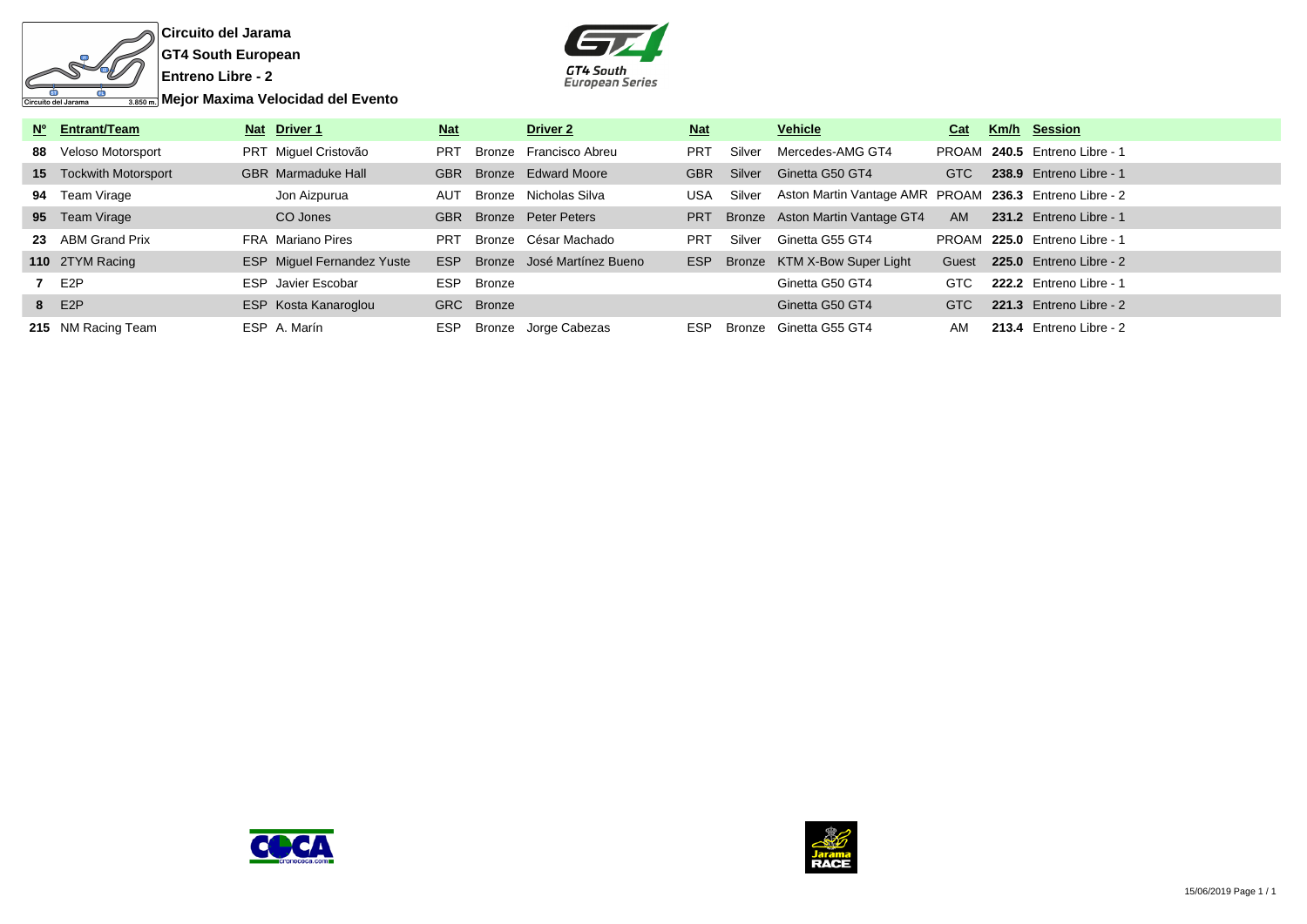**Circuito del Jarama**

**GT4 South European**

**Entreno Libre - 2**

**Mejor Maxima Velocidad del Evento**

| Nº | Entrant/Team | Nat | Driver 1 | Nat | | Driver 2 | Nat | | Vehicle | Cat | Km/h | Session |
|---|---|---|---|---|---|---|---|---|---|---|---|---|
| **88** | Veloso Motorsport | PRT | Miguel Cristovão | PRT | Bronze | Francisco Abreu | PRT | Silver | Mercedes-AMG GT4 | PROAM | **240.5** | Entreno Libre - 1 |
| **15** | Tockwith Motorsport | GBR | Marmaduke Hall | GBR | Bronze | Edward Moore | GBR | Silver | Ginetta G50 GT4 | GTC | **238.9** | Entreno Libre - 1 |
| **94** | Team Virage | | Jon Aizpurua | AUT | Bronze | Nicholas Silva | USA | Silver | Aston Martin Vantage AMR | PROAM | **236.3** | Entreno Libre - 2 |
| **95** | Team Virage | | CO Jones | GBR | Bronze | Peter Peters | PRT | Bronze | Aston Martin Vantage GT4 | AM | **231.2** | Entreno Libre - 1 |
| **23** | ABM Grand Prix | FRA | Mariano Pires | PRT | Bronze | César Machado | PRT | Silver | Ginetta G55 GT4 | PROAM | **225.0** | Entreno Libre - 1 |
| **110** | 2TYM Racing | ESP | Miguel Fernandez Yuste | ESP | Bronze | José Martínez Bueno | ESP | Bronze | KTM X-Bow Super Light | Guest | **225.0** | Entreno Libre - 2 |
| **7** | E2P | ESP | Javier Escobar | ESP | Bronze | | | | Ginetta G50 GT4 | GTC | **222.2** | Entreno Libre - 1 |
| **8** | E2P | ESP | Kosta Kanaroglou | GRC | Bronze | | | | Ginetta G50 GT4 | GTC | **221.3** | Entreno Libre - 2 |
| **215** | NM Racing Team | ESP | A. Marín | ESP | Bronze | Jorge Cabezas | ESP | Bronze | Ginetta G55 GT4 | AM | **213.4** | Entreno Libre - 2 |

15/06/2019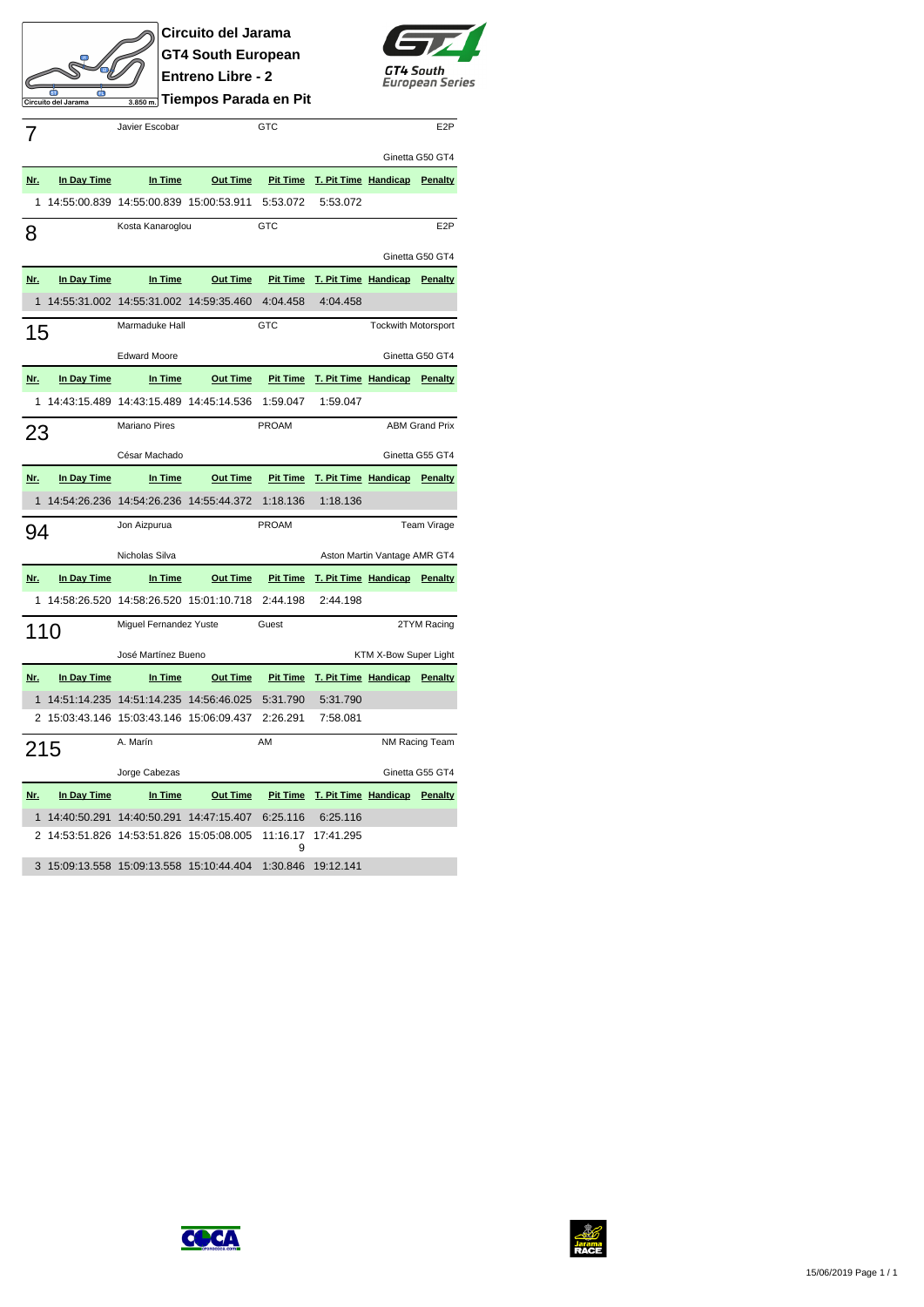Circuito del Jarama

3.850 m.

# Circuito del Jarama
## GT4 South European
## Entreno Libre - 2
## Tiempos Parada en Pit

GT4 South European Series

**7** — Javier Escobar — GTC — E2P
Ginetta G50 GT4

| Nr. | In Day Time | In Time | Out Time | Pit Time | T. Pit Time | Handicap | Penalty |
|---|---|---|---|---|---|---|---|
| 1 | 14:55:00.839 | 14:55:00.839 | 15:00:53.911 | 5:53.072 | 5:53.072 | | |

**8** — Kosta Kanaroglou — GTC — E2P
Ginetta G50 GT4

| Nr. | In Day Time | In Time | Out Time | Pit Time | T. Pit Time | Handicap | Penalty |
|---|---|---|---|---|---|---|---|
| 1 | 14:55:31.002 | 14:55:31.002 | 14:59:35.460 | 4:04.458 | 4:04.458 | | |

**15** — Marmaduke Hall / Edward Moore — GTC — Tockwith Motorsport
Ginetta G50 GT4

| Nr. | In Day Time | In Time | Out Time | Pit Time | T. Pit Time | Handicap | Penalty |
|---|---|---|---|---|---|---|---|
| 1 | 14:43:15.489 | 14:43:15.489 | 14:45:14.536 | 1:59.047 | 1:59.047 | | |

**23** — Mariano Pires / César Machado — PROAM — ABM Grand Prix
Ginetta G55 GT4

| Nr. | In Day Time | In Time | Out Time | Pit Time | T. Pit Time | Handicap | Penalty |
|---|---|---|---|---|---|---|---|
| 1 | 14:54:26.236 | 14:54:26.236 | 14:55:44.372 | 1:18.136 | 1:18.136 | | |

**94** — Jon Aizpurua / Nicholas Silva — PROAM — Team Virage
Aston Martin Vantage AMR GT4

| Nr. | In Day Time | In Time | Out Time | Pit Time | T. Pit Time | Handicap | Penalty |
|---|---|---|---|---|---|---|---|
| 1 | 14:58:26.520 | 14:58:26.520 | 15:01:10.718 | 2:44.198 | 2:44.198 | | |

**110** — Miguel Fernandez Yuste / José Martínez Bueno — Guest — 2TYM Racing
KTM X-Bow Super Light

| Nr. | In Day Time | In Time | Out Time | Pit Time | T. Pit Time | Handicap | Penalty |
|---|---|---|---|---|---|---|---|
| 1 | 14:51:14.235 | 14:51:14.235 | 14:56:46.025 | 5:31.790 | 5:31.790 | | |
| 2 | 15:03:43.146 | 15:03:43.146 | 15:06:09.437 | 2:26.291 | 7:58.081 | | |

**215** — A. Marín / Jorge Cabezas — AM — NM Racing Team
Ginetta G55 GT4

| Nr. | In Day Time | In Time | Out Time | Pit Time | T. Pit Time | Handicap | Penalty |
|---|---|---|---|---|---|---|---|
| 1 | 14:40:50.291 | 14:40:50.291 | 14:47:15.407 | 6:25.116 | 6:25.116 | | |
| 2 | 14:53:51.826 | 14:53:51.826 | 15:05:08.005 | 11:16.179 | 17:41.295 | | |
| 3 | 15:09:13.558 | 15:09:13.558 | 15:10:44.404 | 1:30.846 | 19:12.141 | | |

15/06/2019